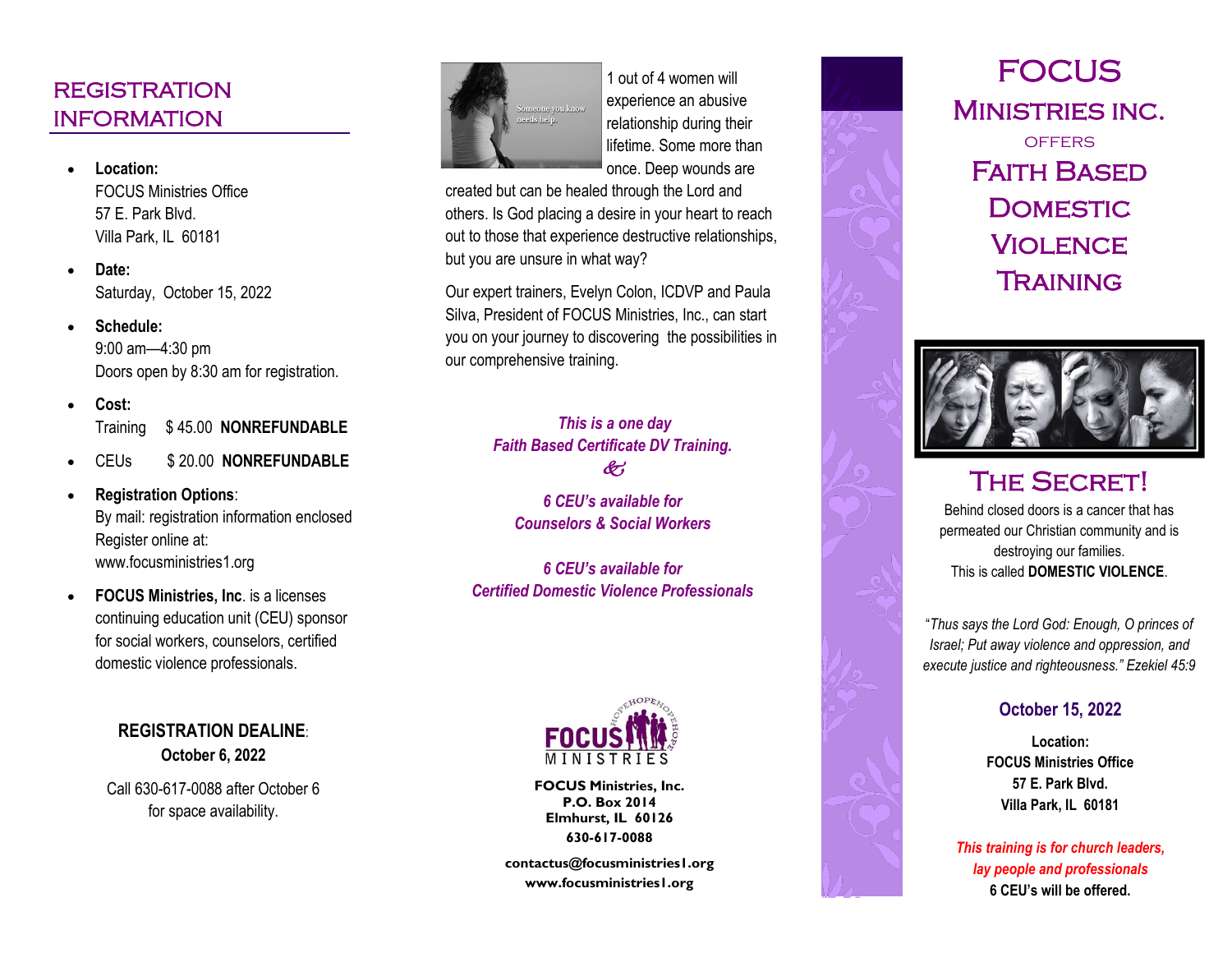## REGISTRATION INFORMATION

- **Location:**
  FOCUS Ministries Office
  57 E. Park Blvd.
  Villa Park, IL 60181
- **Date:**
  Saturday, October 15, 2022
- **Schedule:**
  9:00 am—4:30 pm
  Doors open by 8:30 am for registration.
- **Cost:**
  Training $ 45.00 **NONREFUNDABLE**
- CEUs $ 20.00 **NONREFUNDABLE**
- **Registration Options**:
  By mail: registration information enclosed
  Register online at:
  www.focusministries1.org
- **FOCUS Ministries, Inc**. is a licenses continuing education unit (CEU) sponsor for social workers, counselors, certified domestic violence professionals.

**REGISTRATION DEALINE**:
**October 6, 2022**

Call 630-617-0088 after October 6 for space availability.

Someone you know needs help.

1 out of 4 women will experience an abusive relationship during their lifetime. Some more than once. Deep wounds are created but can be healed through the Lord and others. Is God placing a desire in your heart to reach out to those that experience destructive relationships, but you are unsure in what way?

Our expert trainers, Evelyn Colon, ICDVP and Paula Silva, President of FOCUS Ministries, Inc., can start you on your journey to discovering the possibilities in our comprehensive training.

***This is a one day Faith Based Certificate DV Training.***
***&***

***6 CEU's available for Counselors & Social Workers***

***6 CEU's available for Certified Domestic Violence Professionals***

FOCUS MINISTRIES

**FOCUS Ministries, Inc.**
**P.O. Box 2014**
**Elmhurst, IL 60126**
**630-617-0088**

**contactus@focusministries1.org**
**www.focusministries1.org**

# FOCUS MINISTRIES INC.

OFFERS

# FAITH BASED DOMESTIC VIOLENCE TRAINING

## THE SECRET!

Behind closed doors is a cancer that has permeated our Christian community and is destroying our families.
This is called **DOMESTIC VIOLENCE**.

"*Thus says the Lord God: Enough, O princes of Israel; Put away violence and oppression, and execute justice and righteousness." Ezekiel 45:9*

**October 15, 2022**

**Location:**
**FOCUS Ministries Office**
**57 E. Park Blvd.**
**Villa Park, IL 60181**

***This training is for church leaders, lay people and professionals***
**6 CEU's will be offered.**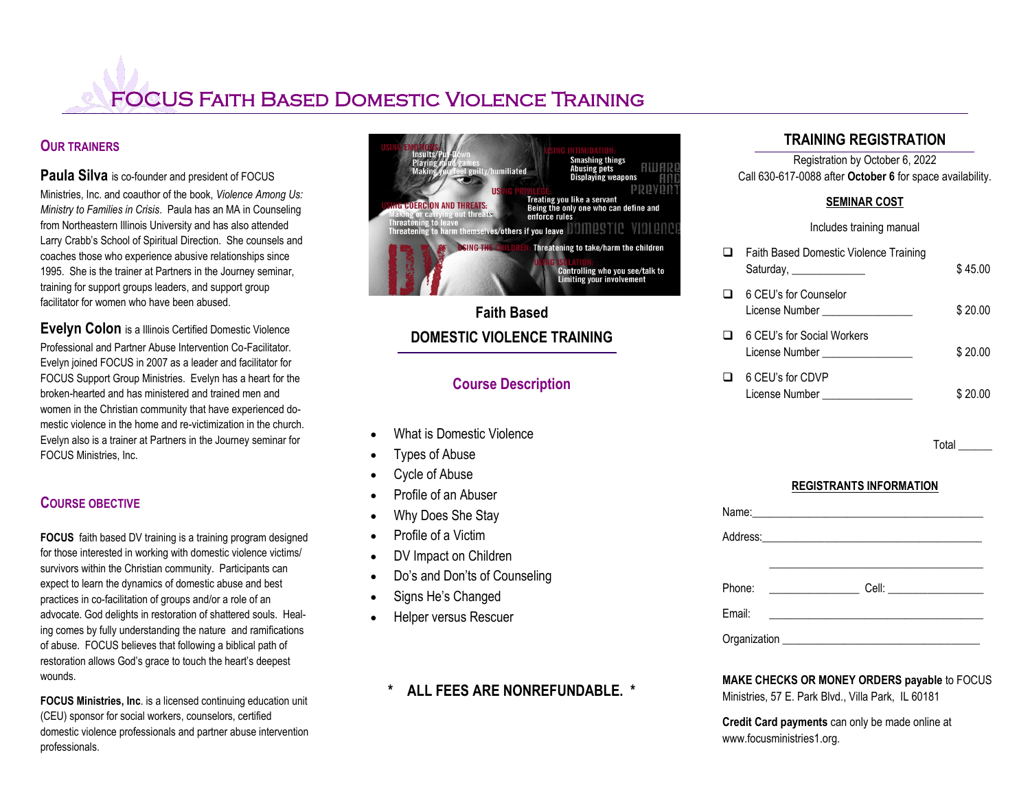# FOCUS Faith Based Domestic Violence Training

## Our Trainers

**Paula Silva** is co-founder and president of FOCUS Ministries, Inc. and coauthor of the book, *Violence Among Us: Ministry to Families in Crisis*. Paula has an MA in Counseling from Northeastern Illinois University and has also attended Larry Crabb's School of Spiritual Direction. She counsels and coaches those who experience abusive relationships since 1995. She is the trainer at Partners in the Journey seminar, training for support groups leaders, and support group facilitator for women who have been abused.

**Evelyn Colon** is a Illinois Certified Domestic Violence Professional and Partner Abuse Intervention Co-Facilitator. Evelyn joined FOCUS in 2007 as a leader and facilitator for FOCUS Support Group Ministries. Evelyn has a heart for the broken-hearted and has ministered and trained men and women in the Christian community that have experienced domestic violence in the home and re-victimization in the church. Evelyn also is a trainer at Partners in the Journey seminar for FOCUS Ministries, Inc.

## Course Obective

**FOCUS** faith based DV training is a training program designed for those interested in working with domestic violence victims/survivors within the Christian community. Participants can expect to learn the dynamics of domestic abuse and best practices in co-facilitation of groups and/or a role of an advocate. God delights in restoration of shattered souls. Healing comes by fully understanding the nature and ramifications of abuse. FOCUS believes that following a biblical path of restoration allows God's grace to touch the heart's deepest wounds.

**FOCUS Ministries, Inc**. is a licensed continuing education unit (CEU) sponsor for social workers, counselors, certified domestic violence professionals and partner abuse intervention professionals.

## Faith Based DOMESTIC VIOLENCE TRAINING

### Course Description

- What is Domestic Violence
- Types of Abuse
- Cycle of Abuse
- Profile of an Abuser
- Why Does She Stay
- Profile of a Victim
- DV Impact on Children
- Do's and Don'ts of Counseling
- Signs He's Changed
- Helper versus Rescuer

**\* ALL FEES ARE NONREFUNDABLE. \***

## TRAINING REGISTRATION

Registration by October 6, 2022
Call 630-617-0088 after **October 6** for space availability.

**SEMINAR COST**

Includes training manual

| | |
|---|---|
| ❑ Faith Based Domestic Violence Training Saturday, ____________ | $ 45.00 |
| ❑ 6 CEU's for Counselor License Number _______________ | $ 20.00 |
| ❑ 6 CEU's for Social Workers License Number _______________ | $ 20.00 |
| ❑ 6 CEU's for CDVP License Number _______________ | $ 20.00 |

Total ______

**REGISTRANTS INFORMATION**

Name:_________________________________________

Address:______________________________________

______________________________________

Phone: _______________ Cell: ________________

Email: ______________________________________

Organization _________________________________

**MAKE CHECKS OR MONEY ORDERS payable** to FOCUS Ministries, 57 E. Park Blvd., Villa Park, IL 60181

**Credit Card payments** can only be made online at www.focusministries1.org.